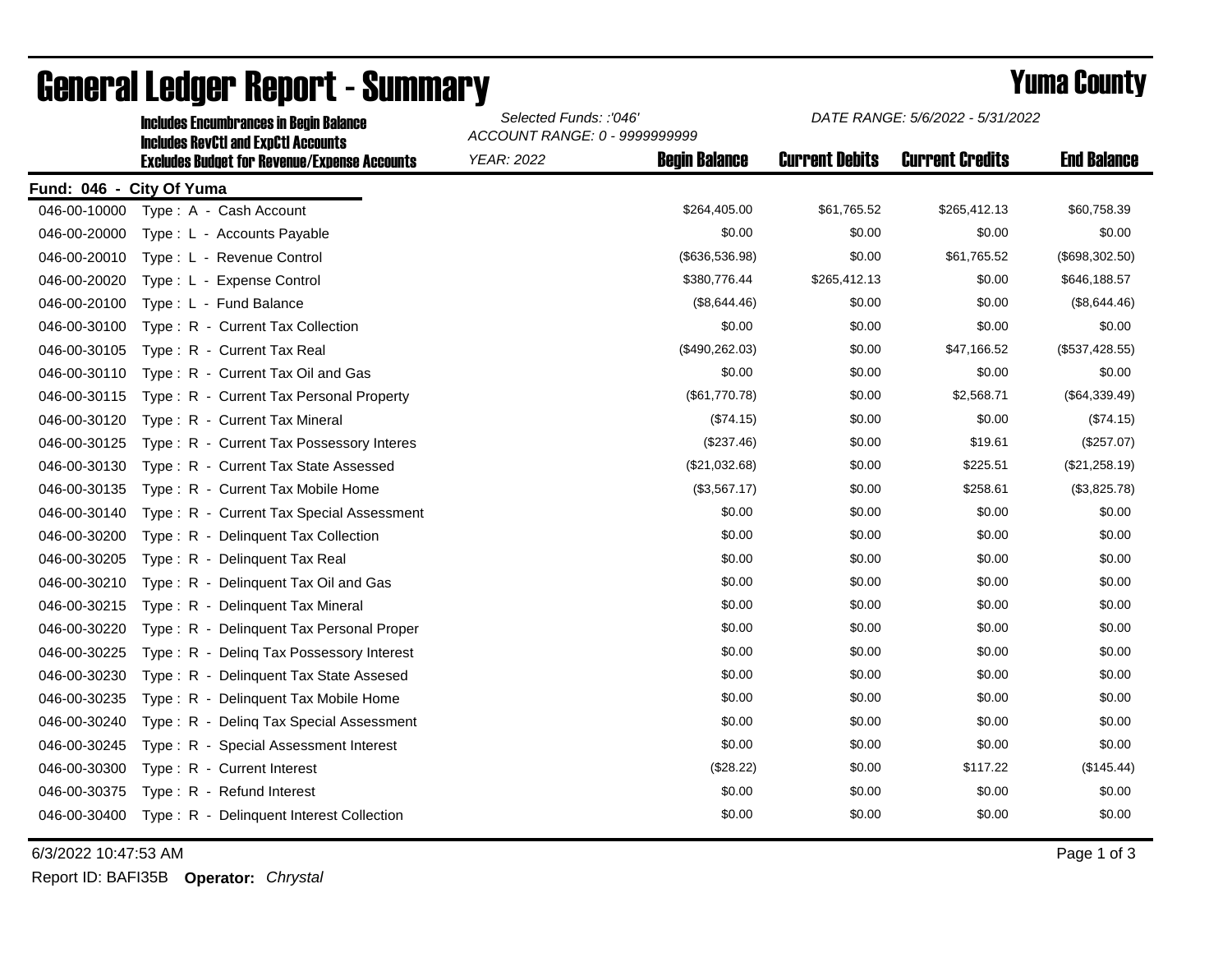# General Ledger Report - Summary

**Yuma County**

**Includes Encumbrances in Begin Balance**
**Includes RevCtl and ExpCtl Accounts**
**Excludes Budget for Revenue/Expense Accounts**

*Selected Funds: :'046'*
*ACCOUNT RANGE: 0 - 9999999999*
*YEAR: 2022*

*DATE RANGE: 5/6/2022 - 5/31/2022*

**Fund: 046 - City Of Yuma**

| Account | Description | Begin Balance | Current Debits | Current Credits | End Balance |
|---|---|---|---|---|---|
| 046-00-10000 | Type : A - Cash Account | $264,405.00 | $61,765.52 | $265,412.13 | $60,758.39 |
| 046-00-20000 | Type : L - Accounts Payable | $0.00 | $0.00 | $0.00 | $0.00 |
| 046-00-20010 | Type : L - Revenue Control | ($636,536.98) | $0.00 | $61,765.52 | ($698,302.50) |
| 046-00-20020 | Type : L - Expense Control | $380,776.44 | $265,412.13 | $0.00 | $646,188.57 |
| 046-00-20100 | Type : L - Fund Balance | ($8,644.46) | $0.00 | $0.00 | ($8,644.46) |
| 046-00-30100 | Type : R - Current Tax Collection | $0.00 | $0.00 | $0.00 | $0.00 |
| 046-00-30105 | Type : R - Current Tax Real | ($490,262.03) | $0.00 | $47,166.52 | ($537,428.55) |
| 046-00-30110 | Type : R - Current Tax Oil and Gas | $0.00 | $0.00 | $0.00 | $0.00 |
| 046-00-30115 | Type : R - Current Tax Personal Property | ($61,770.78) | $0.00 | $2,568.71 | ($64,339.49) |
| 046-00-30120 | Type : R - Current Tax Mineral | ($74.15) | $0.00 | $0.00 | ($74.15) |
| 046-00-30125 | Type : R - Current Tax Possessory Interes | ($237.46) | $0.00 | $19.61 | ($257.07) |
| 046-00-30130 | Type : R - Current Tax State Assessed | ($21,032.68) | $0.00 | $225.51 | ($21,258.19) |
| 046-00-30135 | Type : R - Current Tax Mobile Home | ($3,567.17) | $0.00 | $258.61 | ($3,825.78) |
| 046-00-30140 | Type : R - Current Tax Special Assessment | $0.00 | $0.00 | $0.00 | $0.00 |
| 046-00-30200 | Type : R - Delinquent Tax Collection | $0.00 | $0.00 | $0.00 | $0.00 |
| 046-00-30205 | Type : R - Delinquent Tax Real | $0.00 | $0.00 | $0.00 | $0.00 |
| 046-00-30210 | Type : R - Delinquent Tax Oil and Gas | $0.00 | $0.00 | $0.00 | $0.00 |
| 046-00-30215 | Type : R - Delinquent Tax Mineral | $0.00 | $0.00 | $0.00 | $0.00 |
| 046-00-30220 | Type : R - Delinquent Tax Personal Proper | $0.00 | $0.00 | $0.00 | $0.00 |
| 046-00-30225 | Type : R - Delinq Tax Possessory Interest | $0.00 | $0.00 | $0.00 | $0.00 |
| 046-00-30230 | Type : R - Delinquent Tax State Assesed | $0.00 | $0.00 | $0.00 | $0.00 |
| 046-00-30235 | Type : R - Delinquent Tax Mobile Home | $0.00 | $0.00 | $0.00 | $0.00 |
| 046-00-30240 | Type : R - Delinq Tax Special Assessment | $0.00 | $0.00 | $0.00 | $0.00 |
| 046-00-30245 | Type : R - Special Assessment Interest | $0.00 | $0.00 | $0.00 | $0.00 |
| 046-00-30300 | Type : R - Current Interest | ($28.22) | $0.00 | $117.22 | ($145.44) |
| 046-00-30375 | Type : R - Refund Interest | $0.00 | $0.00 | $0.00 | $0.00 |
| 046-00-30400 | Type : R - Delinquent Interest Collection | $0.00 | $0.00 | $0.00 | $0.00 |

6/3/2022 10:47:53 AM

Report ID: BAFI35B **Operator:** *Chrystal*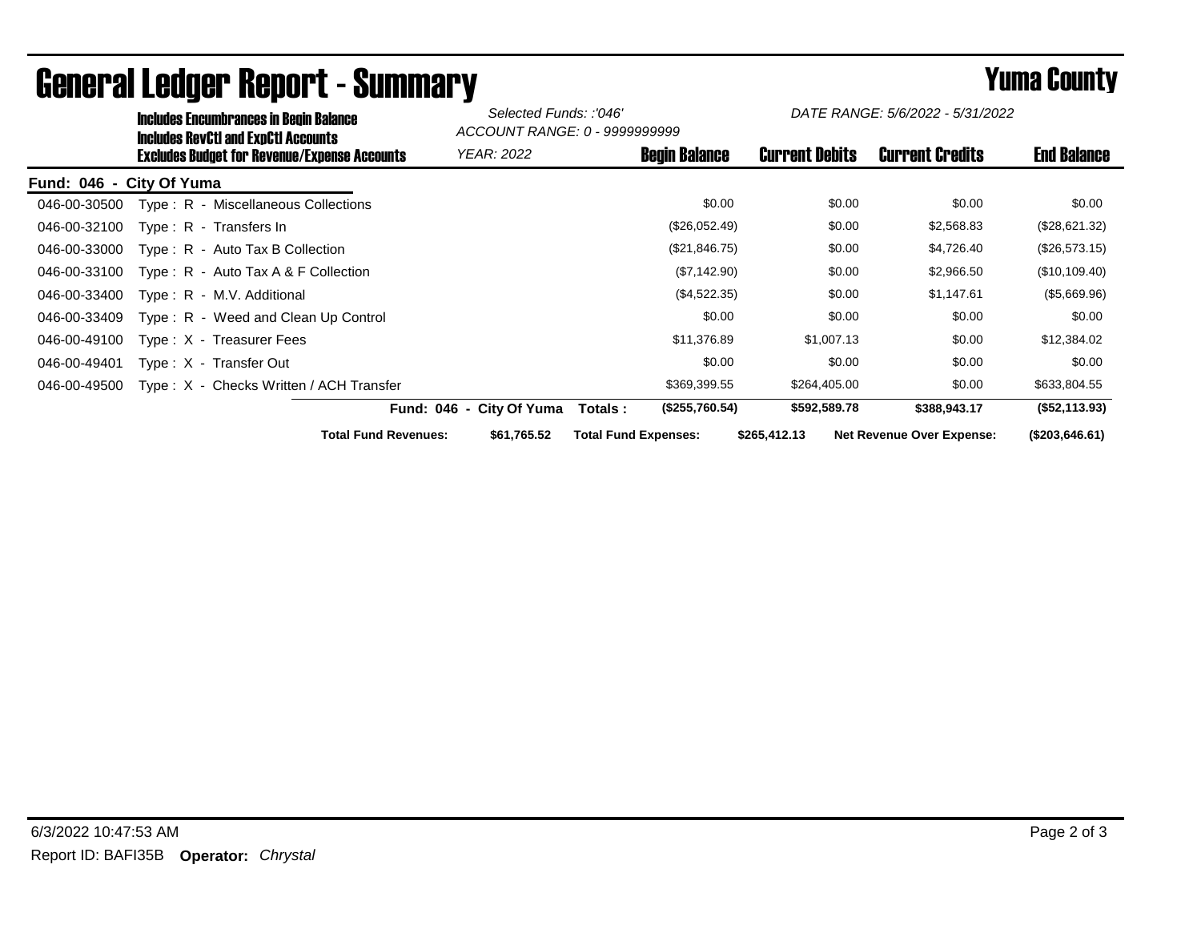# General Ledger Report - Summary

## Yuma County

**Includes Encumbrances in Begin Balance**
**Includes RevCtl and ExpCtl Accounts**
**Excludes Budget for Revenue/Expense Accounts**

*Selected Funds: :'046'*
*ACCOUNT RANGE: 0 - 9999999999*
*YEAR: 2022*

*DATE RANGE: 5/6/2022 - 5/31/2022*

| Account | Description | Begin Balance | Current Debits | Current Credits | End Balance |
|---|---|---|---|---|---|
| **Fund: 046 - City Of Yuma** | | | | | |
| 046-00-30500 | Type : R - Miscellaneous Collections | $0.00 | $0.00 | $0.00 | $0.00 |
| 046-00-32100 | Type : R - Transfers In | ($26,052.49) | $0.00 | $2,568.83 | ($28,621.32) |
| 046-00-33000 | Type : R - Auto Tax B Collection | ($21,846.75) | $0.00 | $4,726.40 | ($26,573.15) |
| 046-00-33100 | Type : R - Auto Tax A & F Collection | ($7,142.90) | $0.00 | $2,966.50 | ($10,109.40) |
| 046-00-33400 | Type : R - M.V. Additional | ($4,522.35) | $0.00 | $1,147.61 | ($5,669.96) |
| 046-00-33409 | Type : R - Weed and Clean Up Control | $0.00 | $0.00 | $0.00 | $0.00 |
| 046-00-49100 | Type : X - Treasurer Fees | $11,376.89 | $1,007.13 | $0.00 | $12,384.02 |
| 046-00-49401 | Type : X - Transfer Out | $0.00 | $0.00 | $0.00 | $0.00 |
| 046-00-49500 | Type : X - Checks Written / ACH Transfer | $369,399.55 | $264,405.00 | $0.00 | $633,804.55 |
| | **Fund: 046 - City Of Yuma Totals :** | **($255,760.54)** | **$592,589.78** | **$388,943.17** | **($52,113.93)** |

**Total Fund Revenues:** $61,765.52 **Total Fund Expenses:** $265,412.13 **Net Revenue Over Expense:** ($203,646.61)

6/3/2022 10:47:53 AM

Report ID: BAFI35B **Operator:** *Chrystal*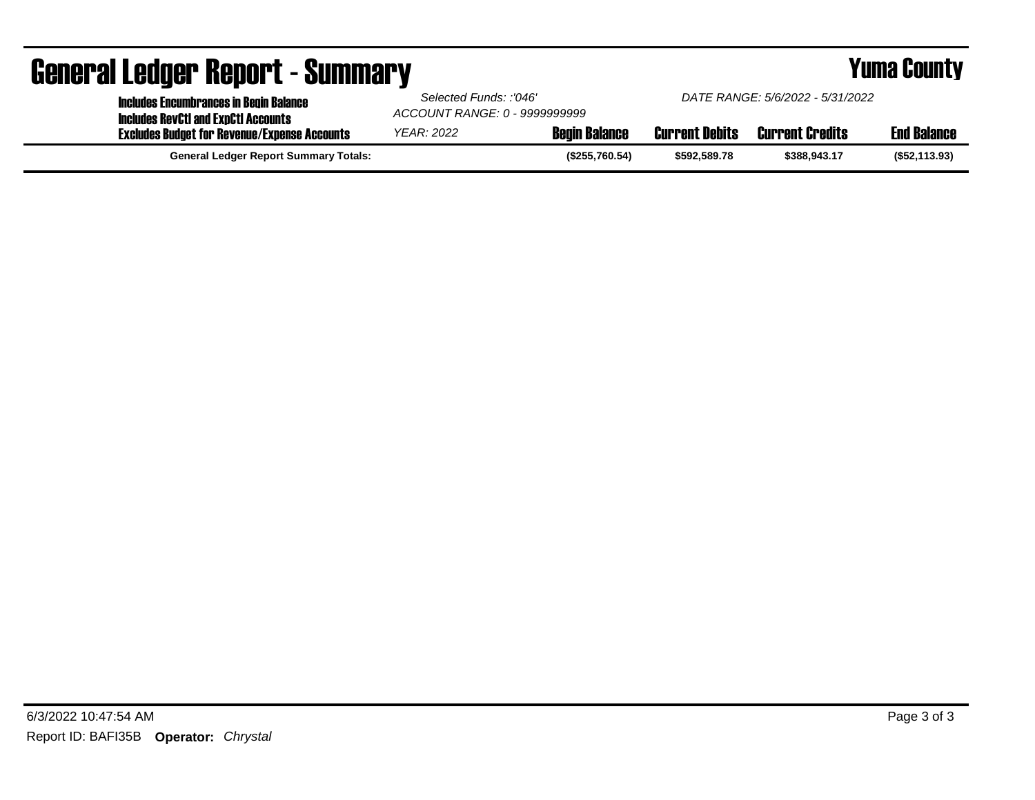# General Ledger Report - Summary

## Yuma County

**Includes Encumbrances in Begin Balance**
**Includes RevCtl and ExpCtl Accounts**
**Excludes Budget for Revenue/Expense Accounts**

*Selected Funds: :'046'*
*ACCOUNT RANGE: 0 - 9999999999*
*YEAR: 2022*

*DATE RANGE: 5/6/2022 - 5/31/2022*

| | Begin Balance | Current Debits | Current Credits | End Balance |
|---|---|---|---|---|
| **General Ledger Report Summary Totals:** | **($255,760.54)** | **$592,589.78** | **$388,943.17** | **($52,113.93)** |

6/3/2022 10:47:54 AM

Report ID: BAFI35B **Operator:** *Chrystal*